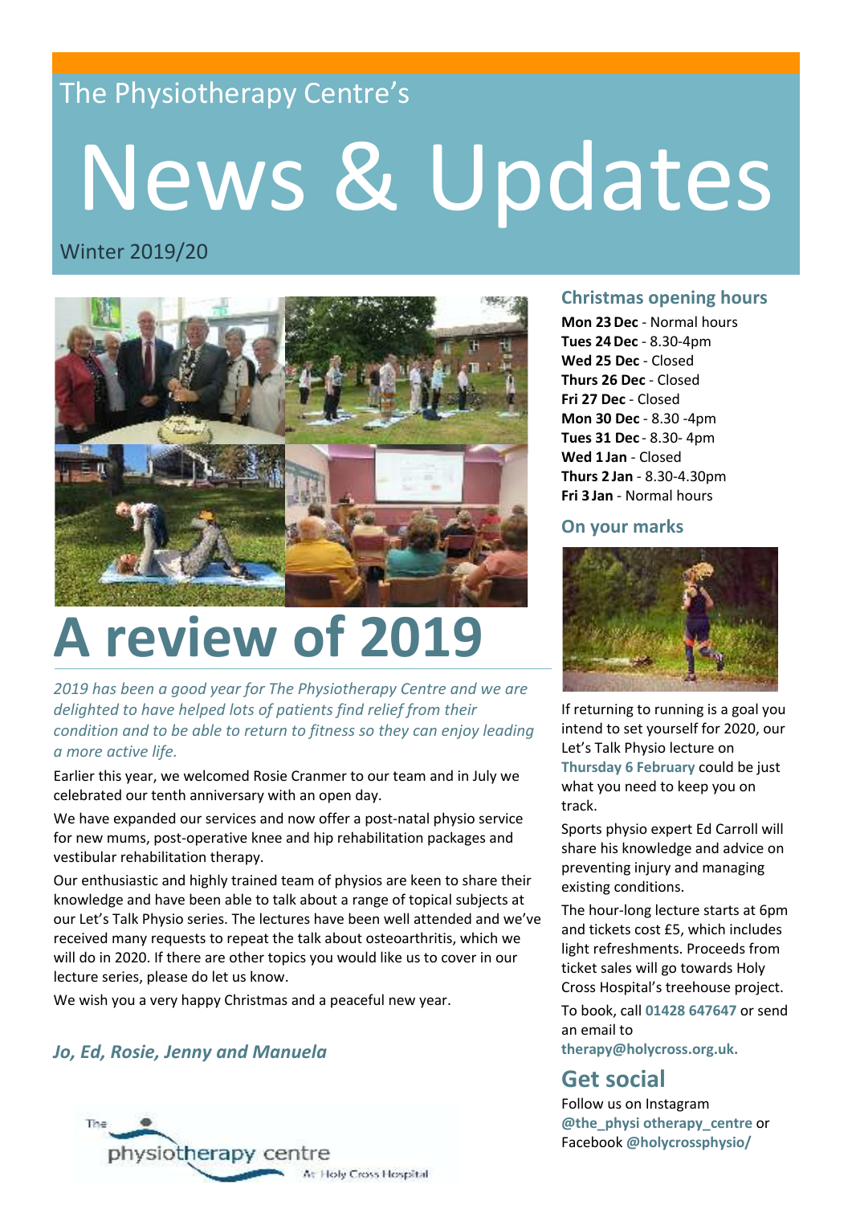The Physiotherapy Centre's

# News & Updates

Winter 2019/20

# A review of 2019

*2019 has been a good year for The Physiotherapy Centre and we are delighted to have helped lots of patients find relief from their condition and to be able to return to fitness so they can enjoy leading a more active life.*

Earlier this year, we welcomed Rosie Cranmer to our team and in July we celebrated our tenth anniversary with an open day.

We have expanded our services and now offer a post-natal physio service for new mums, post-operative knee and hip rehabilitation packages and vestibular rehabilitation therapy.

Our enthusiastic and highly trained team of physios are keen to share their knowledge and have been able to talk about a range of topical subjects at our Let's Talk Physio series. The lectures have been well attended and we've received many requests to repeat the talk about osteoarthritis, which we will do in 2020. If there are other topics you would like us to cover in our lecture series, please do let us know.

We wish you a very happy Christmas and a peaceful new year.

***Jo, Ed, Rosie, Jenny and Manuela***

The physiotherapy centre At Holy Cross Hospital

## Christmas opening hours

**Mon 23 Dec** - Normal hours
**Tues 24 Dec** - 8.30-4pm
**Wed 25 Dec** - Closed
**Thurs 26 Dec** - Closed
**Fri 27 Dec** - Closed
**Mon 30 Dec** - 8.30 -4pm
**Tues 31 Dec** - 8.30- 4pm
**Wed 1 Jan** - Closed
**Thurs 2 Jan** - 8.30-4.30pm
**Fri 3 Jan** - Normal hours

## On your marks

If returning to running is a goal you intend to set yourself for 2020, our Let's Talk Physio lecture on **Thursday 6 February** could be just what you need to keep you on track.

Sports physio expert Ed Carroll will share his knowledge and advice on preventing injury and managing existing conditions.

The hour-long lecture starts at 6pm and tickets cost £5, which includes light refreshments. Proceeds from ticket sales will go towards Holy Cross Hospital's treehouse project.

To book, call **01428 647647** or send an email to **therapy@holycross.org.uk.**

## Get social

Follow us on Instagram **@the_physi otherapy_centre** or Facebook **@holycrossphysio/**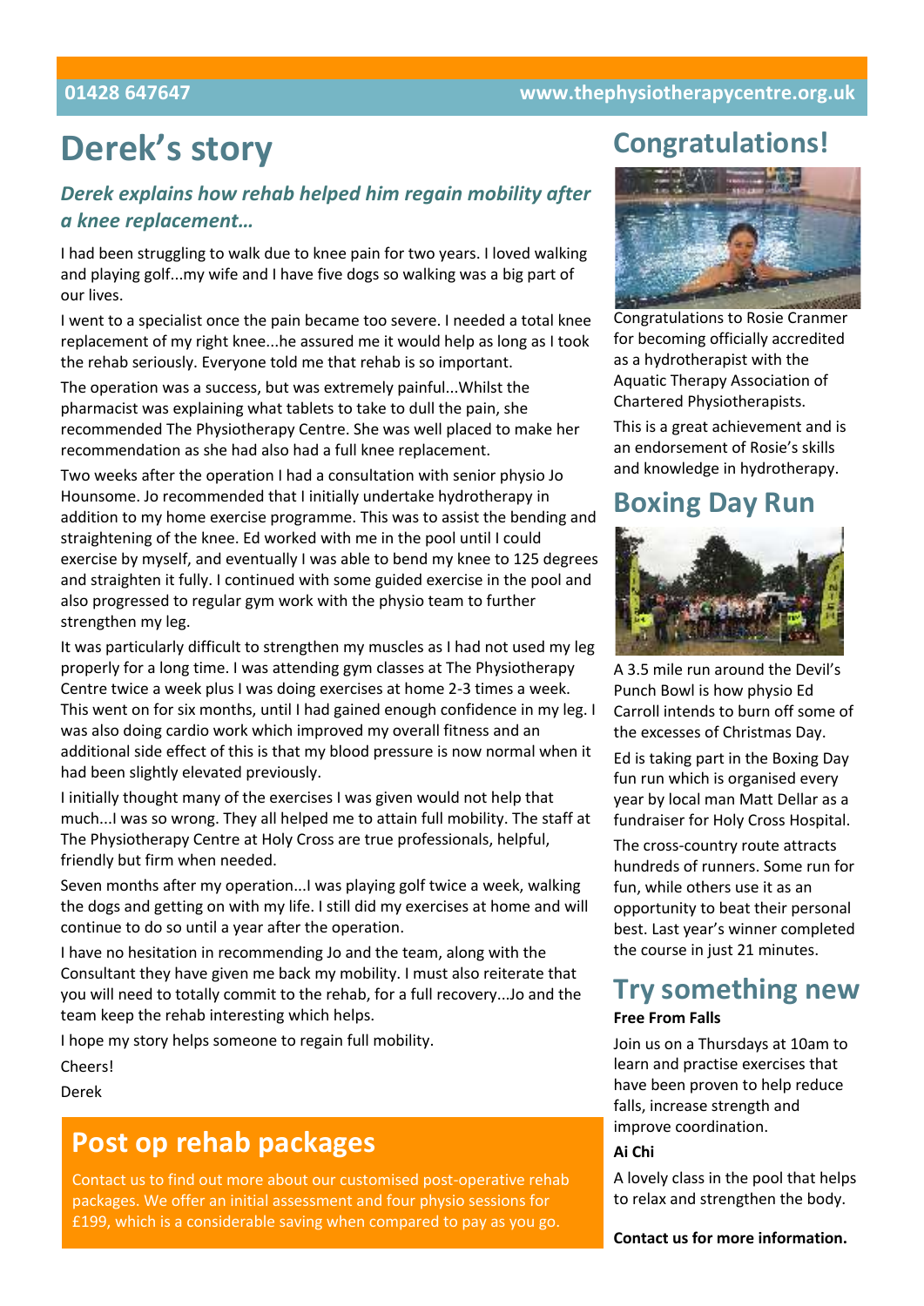# Derek's story

## *Derek explains how rehab helped him regain mobility after a knee replacement…*

I had been struggling to walk due to knee pain for two years. I loved walking and playing golf...my wife and I have five dogs so walking was a big part of our lives.

I went to a specialist once the pain became too severe. I needed a total knee replacement of my right knee...he assured me it would help as long as I took the rehab seriously. Everyone told me that rehab is so important.

The operation was a success, but was extremely painful...Whilst the pharmacist was explaining what tablets to take to dull the pain, she recommended The Physiotherapy Centre. She was well placed to make her recommendation as she had also had a full knee replacement.

Two weeks after the operation I had a consultation with senior physio Jo Hounsome. Jo recommended that I initially undertake hydrotherapy in addition to my home exercise programme. This was to assist the bending and straightening of the knee. Ed worked with me in the pool until I could exercise by myself, and eventually I was able to bend my knee to 125 degrees and straighten it fully. I continued with some guided exercise in the pool and also progressed to regular gym work with the physio team to further strengthen my leg.

It was particularly difficult to strengthen my muscles as I had not used my leg properly for a long time. I was attending gym classes at The Physiotherapy Centre twice a week plus I was doing exercises at home 2-3 times a week. This went on for six months, until I had gained enough confidence in my leg. I was also doing cardio work which improved my overall fitness and an additional side effect of this is that my blood pressure is now normal when it had been slightly elevated previously.

I initially thought many of the exercises I was given would not help that much...I was so wrong. They all helped me to attain full mobility. The staff at The Physiotherapy Centre at Holy Cross are true professionals, helpful, friendly but firm when needed.

Seven months after my operation...I was playing golf twice a week, walking the dogs and getting on with my life. I still did my exercises at home and will continue to do so until a year after the operation.

I have no hesitation in recommending Jo and the team, along with the Consultant they have given me back my mobility. I must also reiterate that you will need to totally commit to the rehab, for a full recovery...Jo and the team keep the rehab interesting which helps.

I hope my story helps someone to regain full mobility.

Cheers!

Derek

## Post op rehab packages

Contact us to find out more about our customised post-operative rehab packages. We offer an initial assessment and four physio sessions for £199, which is a considerable saving when compared to pay as you go.

## Congratulations!

Congratulations to Rosie Cranmer for becoming officially accredited as a hydrotherapist with the Aquatic Therapy Association of Chartered Physiotherapists.

This is a great achievement and is an endorsement of Rosie's skills and knowledge in hydrotherapy.

## Boxing Day Run

A 3.5 mile run around the Devil's Punch Bowl is how physio Ed Carroll intends to burn off some of the excesses of Christmas Day.

Ed is taking part in the Boxing Day fun run which is organised every year by local man Matt Dellar as a fundraiser for Holy Cross Hospital.

The cross-country route attracts hundreds of runners. Some run for fun, while others use it as an opportunity to beat their personal best. Last year's winner completed the course in just 21 minutes.

## Try something new

**Free From Falls**

Join us on a Thursdays at 10am to learn and practise exercises that have been proven to help reduce falls, increase strength and improve coordination.

**Ai Chi**

A lovely class in the pool that helps to relax and strengthen the body.

**Contact us for more information.**